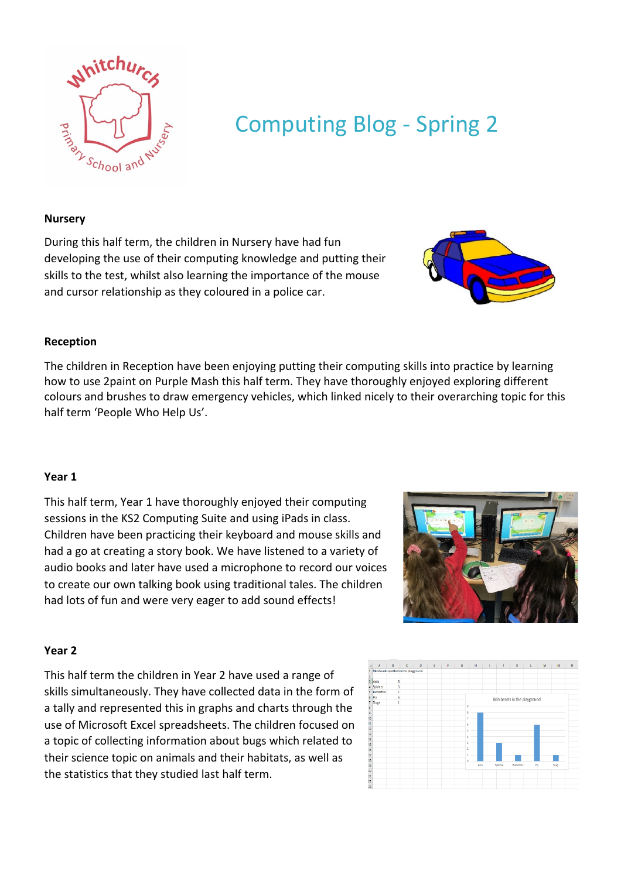# Computing Blog - Spring 2

### Nursery

During this half term, the children in Nursery have had fun developing the use of their computing knowledge and putting their skills to the test, whilst also learning the importance of the mouse and cursor relationship as they coloured in a police car.

### Reception

The children in Reception have been enjoying putting their computing skills into practice by learning how to use 2paint on Purple Mash this half term. They have thoroughly enjoyed exploring different colours and brushes to draw emergency vehicles, which linked nicely to their overarching topic for this half term 'People Who Help Us'.

### Year 1

This half term, Year 1 have thoroughly enjoyed their computing sessions in the KS2 Computing Suite and using iPads in class. Children have been practicing their keyboard and mouse skills and had a go at creating a story book. We have listened to a variety of audio books and later have used a microphone to record our voices to create our own talking book using traditional tales. The children had lots of fun and were very eager to add sound effects!

### Year 2

This half term the children in Year 2 have used a range of skills simultaneously. They have collected data in the form of a tally and represented this in graphs and charts through the use of Microsoft Excel spreadsheets. The children focused on a topic of collecting information about bugs which related to their science topic on animals and their habitats, as well as the statistics that they studied last half term.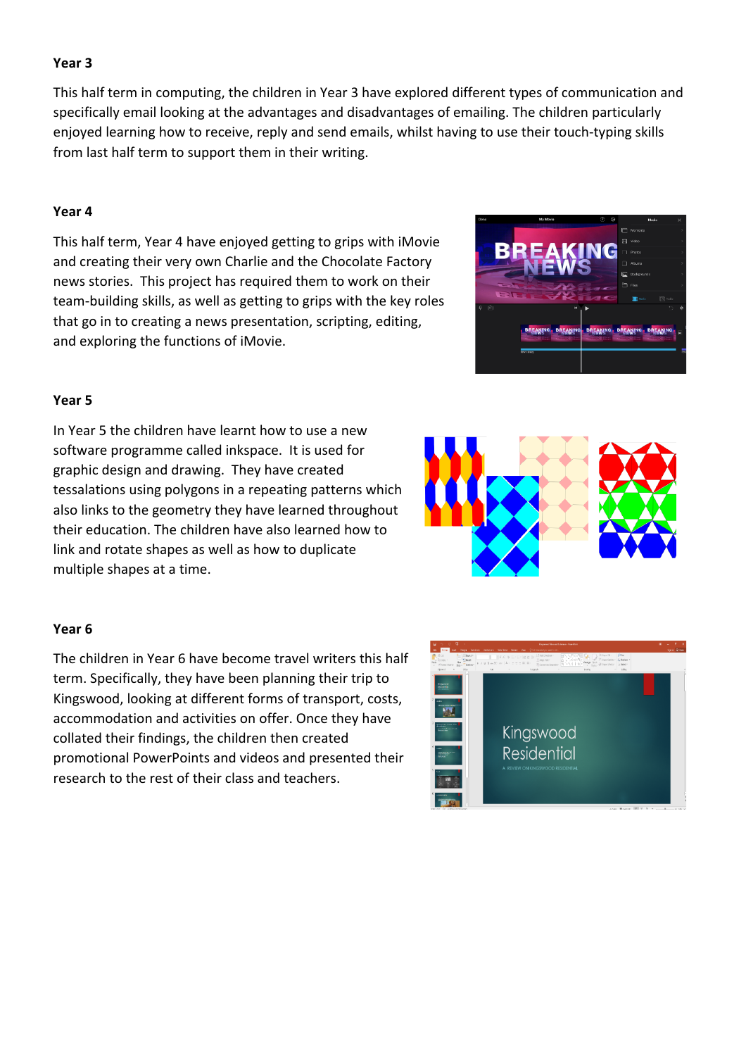**Year 3**

This half term in computing, the children in Year 3 have explored different types of communication and specifically email looking at the advantages and disadvantages of emailing. The children particularly enjoyed learning how to receive, reply and send emails, whilst having to use their touch-typing skills from last half term to support them in their writing.

**Year 4**

This half term, Year 4 have enjoyed getting to grips with iMovie and creating their very own Charlie and the Chocolate Factory news stories. This project has required them to work on their team-building skills, as well as getting to grips with the key roles that go in to creating a news presentation, scripting, editing, and exploring the functions of iMovie.

**Year 5**

In Year 5 the children have learnt how to use a new software programme called inkspace. It is used for graphic design and drawing. They have created tessalations using polygons in a repeating patterns which also links to the geometry they have learned throughout their education. The children have also learned how to link and rotate shapes as well as how to duplicate multiple shapes at a time.

**Year 6**

The children in Year 6 have become travel writers this half term. Specifically, they have been planning their trip to Kingswood, looking at different forms of transport, costs, accommodation and activities on offer. Once they have collated their findings, the children then created promotional PowerPoints and videos and presented their research to the rest of their class and teachers.